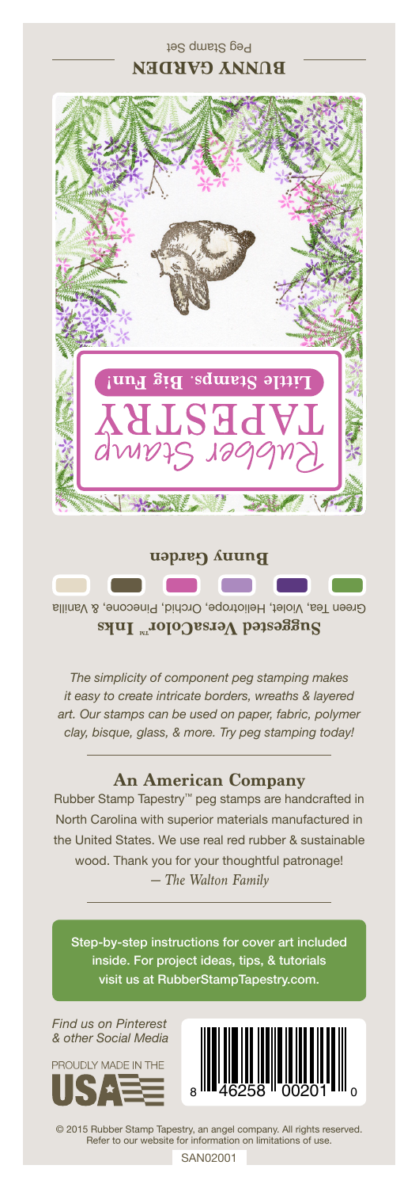# BUNNY GARDEN

Peg Stamp Set

Rubber Stamp TAPESTRY

Little Stamps. Big Fun!

**Bunny Garden**

**Suggested VersaColor™ Inks**

Green Tea, Violet, Heliotrope, Orchid, Pinecone, & Vanilla

*The simplicity of component peg stamping makes it easy to create intricate borders, wreaths & layered art. Our stamps can be used on paper, fabric, polymer clay, bisque, glass, & more. Try peg stamping today!*

## An American Company

Rubber Stamp Tapestry™ peg stamps are handcrafted in North Carolina with superior materials manufactured in the United States. We use real red rubber & sustainable wood. Thank you for your thoughtful patronage!

*— The Walton Family*

Step-by-step instructions for cover art included inside. For project ideas, tips, & tutorials visit us at RubberStampTapestry.com.

*Find us on Pinterest & other Social Media*

PROUDLY MADE IN THE USA

8 46258 00201 0

© 2015 Rubber Stamp Tapestry, an angel company. All rights reserved. Refer to our website for information on limitations of use.

SAN02001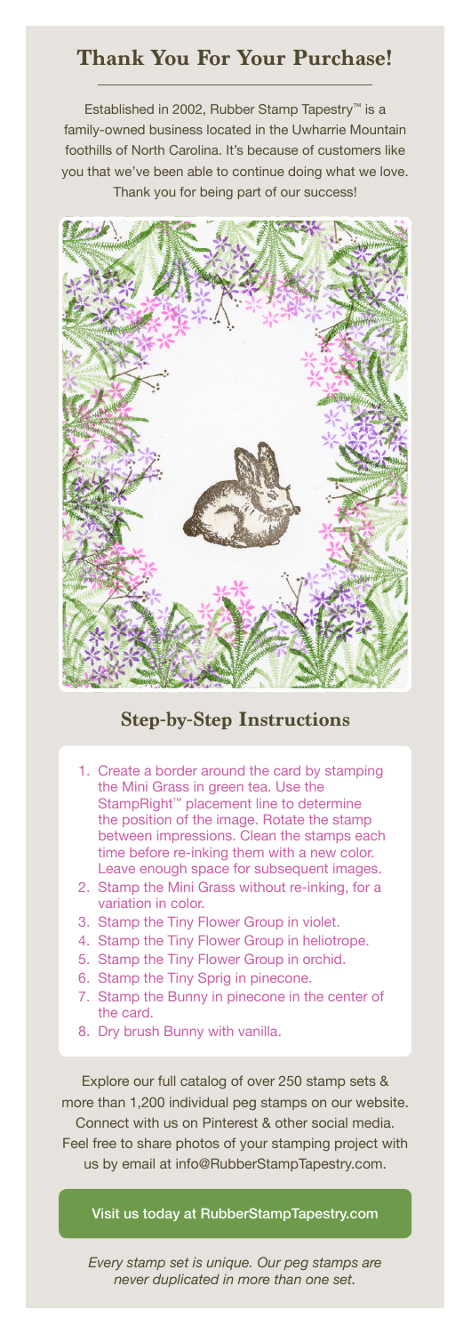## Thank You For Your Purchase!

Established in 2002, Rubber Stamp Tapestry™ is a family-owned business located in the Uwharrie Mountain foothills of North Carolina. It's because of customers like you that we've been able to continue doing what we love. Thank you for being part of our success!

## Step-by-Step Instructions

1. Create a border around the card by stamping the Mini Grass in green tea. Use the StampRight™ placement line to determine the position of the image. Rotate the stamp between impressions. Clean the stamps each time before re-inking them with a new color. Leave enough space for subsequent images.
2. Stamp the Mini Grass without re-inking, for a variation in color.
3. Stamp the Tiny Flower Group in violet.
4. Stamp the Tiny Flower Group in heliotrope.
5. Stamp the Tiny Flower Group in orchid.
6. Stamp the Tiny Sprig in pinecone.
7. Stamp the Bunny in pinecone in the center of the card.
8. Dry brush Bunny with vanilla.

Explore our full catalog of over 250 stamp sets & more than 1,200 individual peg stamps on our website. Connect with us on Pinterest & other social media. Feel free to share photos of your stamping project with us by email at info@RubberStampTapestry.com.

Visit us today at RubberStampTapestry.com

*Every stamp set is unique. Our peg stamps are never duplicated in more than one set.*